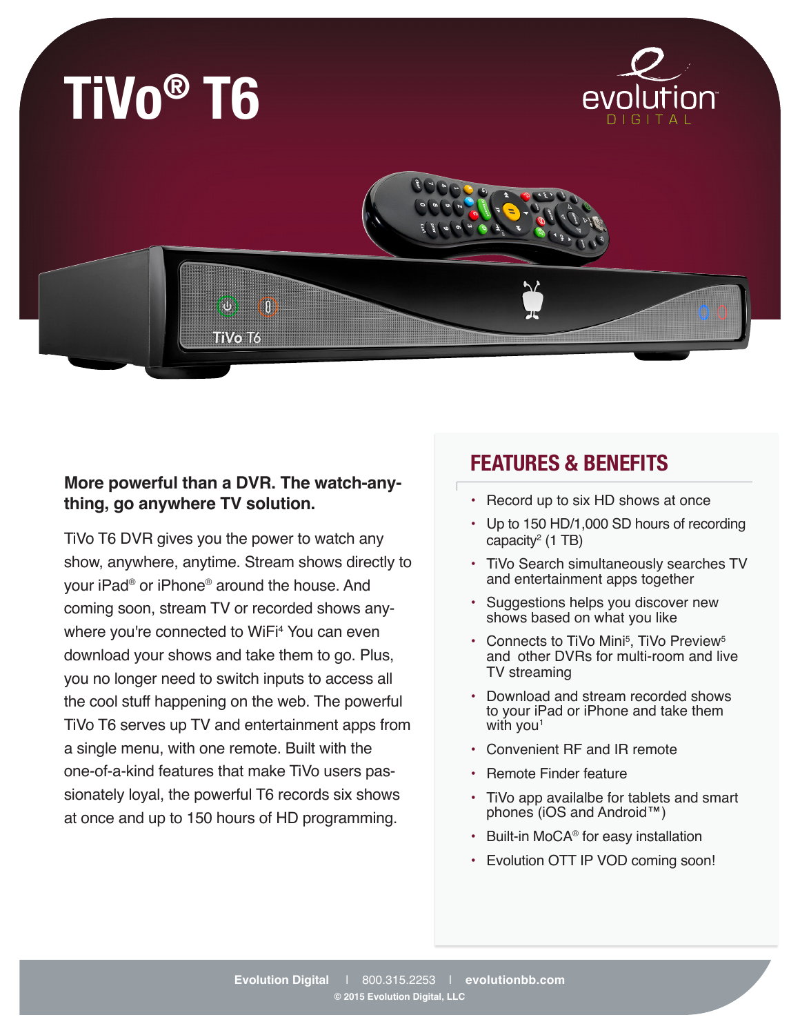# TiVo® T6

evolution DIGITAL

**More powerful than a DVR. The watch-anything, go anywhere TV solution.**

TiVo T6 DVR gives you the power to watch any show, anywhere, anytime. Stream shows directly to your iPad® or iPhone® around the house. And coming soon, stream TV or recorded shows anywhere you're connected to WiFi[4] You can even download your shows and take them to go. Plus, you no longer need to switch inputs to access all the cool stuff happening on the web. The powerful TiVo T6 serves up TV and entertainment apps from a single menu, with one remote. Built with the one-of-a-kind features that make TiVo users passionately loyal, the powerful T6 records six shows at once and up to 150 hours of HD programming.

## FEATURES & BENEFITS

- Record up to six HD shows at once
- Up to 150 HD/1,000 SD hours of recording capacity[2] (1 TB)
- TiVo Search simultaneously searches TV and entertainment apps together
- Suggestions helps you discover new shows based on what you like
- Connects to TiVo Mini[5], TiVo Preview[5] and other DVRs for multi-room and live TV streaming
- Download and stream recorded shows to your iPad or iPhone and take them with you[1]
- Convenient RF and IR remote
- Remote Finder feature
- TiVo app availalbe for tablets and smart phones (iOS and Android™)
- Built-in MoCA® for easy installation
- Evolution OTT IP VOD coming soon!

**Evolution Digital** | 800.315.2253 | **evolutionbb.com**

© 2015 Evolution Digital, LLC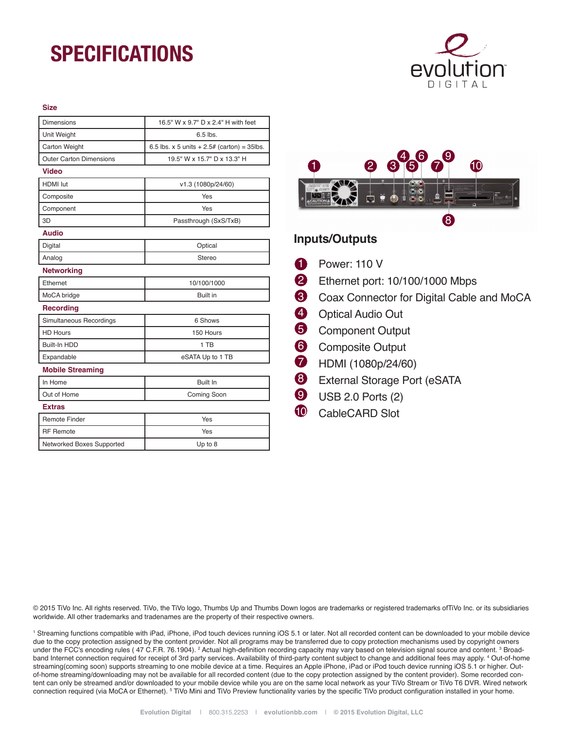# SPECIFICATIONS

evolution DIGITAL

### Size

| | |
|---|---|
| Dimensions | 16.5" W x 9.7" D x 2.4" H with feet |
| Unit Weight | 6.5 lbs. |
| Carton Weight | 6.5 lbs. x 5 units + 2.5# (carton) = 35lbs. |
| Outer Carton Dimensions | 19.5" W x 15.7" D x 13.3" H |

### Video

| | |
|---|---|
| HDMI Iut | v1.3 (1080p/24/60) |
| Composite | Yes |
| Component | Yes |
| 3D | Passthrough (SxS/TxB) |

### Audio

| | |
|---|---|
| Digital | Optical |
| Analog | Stereo |

### Networking

| | |
|---|---|
| Ethernet | 10/100/1000 |
| MoCA bridge | Built in |

### Recording

| | |
|---|---|
| Simultaneous Recordings | 6 Shows |
| HD Hours | 150 Hours |
| Built-In HDD | 1 TB |
| Expandable | eSATA Up to 1 TB |

### Mobile Streaming

| | |
|---|---|
| In Home | Built In |
| Out of Home | Coming Soon |

### Extras

| | |
|---|---|
| Remote Finder | Yes |
| RF Remote | Yes |
| Networked Boxes Supported | Up to 8 |

## Inputs/Outputs

1. Power: 110 V
2. Ethernet port: 10/100/1000 Mbps
3. Coax Connector for Digital Cable and MoCA
4. Optical Audio Out
5. Component Output
6. Composite Output
7. HDMI (1080p/24/60)
8. External Storage Port (eSATA
9. USB 2.0 Ports (2)
10. CableCARD Slot

© 2015 TiVo Inc. All rights reserved. TiVo, the TiVo logo, Thumbs Up and Thumbs Down logos are trademarks or registered trademarks ofTiVo Inc. or its subsidiaries worldwide. All other trademarks and tradenames are the property of their respective owners.

[1] Streaming functions compatible with iPad, iPhone, iPod touch devices running iOS 5.1 or later. Not all recorded content can be downloaded to your mobile device due to the copy protection assigned by the content provider. Not all programs may be transferred due to copy protection mechanisms used by copyright owners under the FCC's encoding rules ( 47 C.F.R. 76.1904). [2] Actual high-definition recording capacity may vary based on television signal source and content. [3] Broadband Internet connection required for receipt of 3rd party services. Availability of third-party content subject to change and additional fees may apply. [4] Out-of-home streaming(coming soon) supports streaming to one mobile device at a time. Requires an Apple iPhone, iPad or iPod touch device running iOS 5.1 or higher. Out-of-home streaming/downloading may not be available for all recorded content (due to the copy protection assigned by the content provider). Some recorded content can only be streamed and/or downloaded to your mobile device while you are on the same local network as your TiVo Stream or TiVo T6 DVR. Wired network connection required (via MoCA or Ethernet). [5] TiVo Mini and TiVo Preview functionality varies by the specific TiVo product configuration installed in your home.

Evolution Digital | 800.315.2253 | evolutionbb.com | © 2015 Evolution Digital, LLC